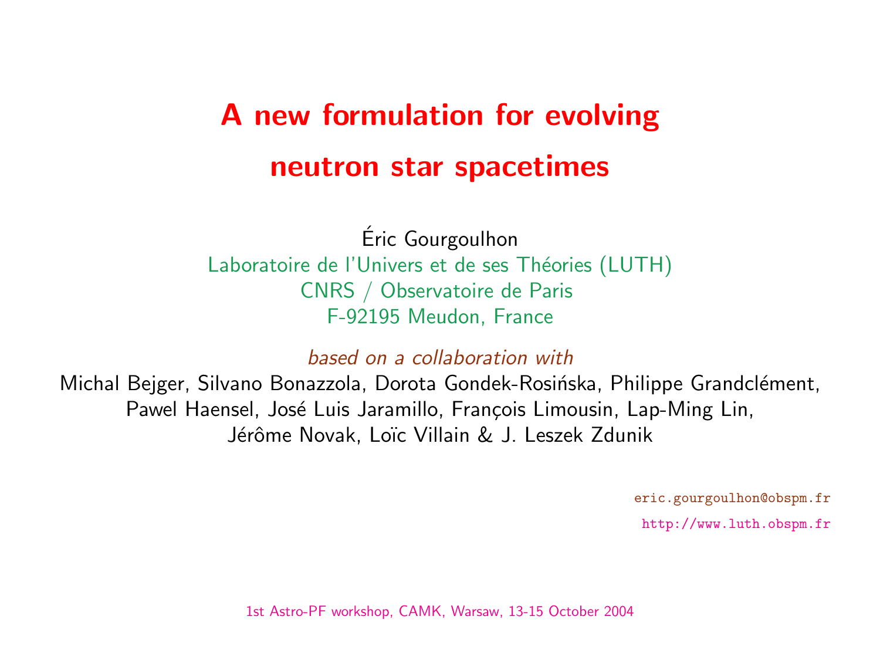# A new formulation for evolving neutron star spacetimes

Éric Gourgoulhon

Laboratoire de l'Univers et de ses Théories (LUTH)
CNRS / Observatoire de Paris
F-92195 Meudon, France

*based on a collaboration with*

Michal Bejger, Silvano Bonazzola, Dorota Gondek-Rosińska, Philippe Grandclément, Pawel Haensel, José Luis Jaramillo, François Limousin, Lap-Ming Lin, Jérôme Novak, Loïc Villain & J. Leszek Zdunik

eric.gourgoulhon@obspm.fr

http://www.luth.obspm.fr

1st Astro-PF workshop, CAMK, Warsaw, 13-15 October 2004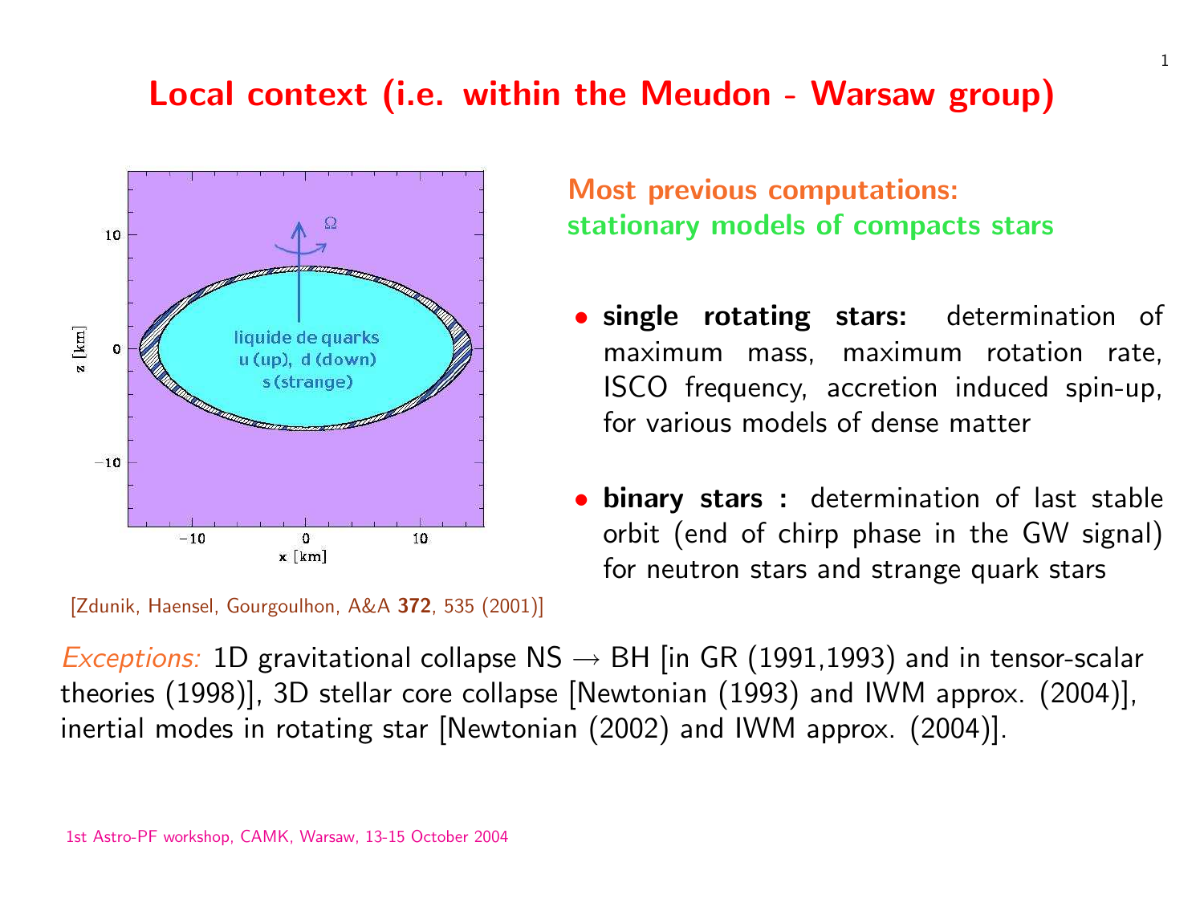# Local context (i.e. within the Meudon - Warsaw group)

[Zdunik, Haensel, Gourgoulhon, A&A **372**, 535 (2001)]

**Most previous computations:**
**stationary models of compacts stars**

- **single rotating stars:** determination of maximum mass, maximum rotation rate, ISCO frequency, accretion induced spin-up, for various models of dense matter
- **binary stars :** determination of last stable orbit (end of chirp phase in the GW signal) for neutron stars and strange quark stars

*Exceptions:* 1D gravitational collapse NS $\rightarrow$ BH [in GR (1991,1993) and in tensor-scalar theories (1998)], 3D stellar core collapse [Newtonian (1993) and IWM approx. (2004)], inertial modes in rotating star [Newtonian (2002) and IWM approx. (2004)].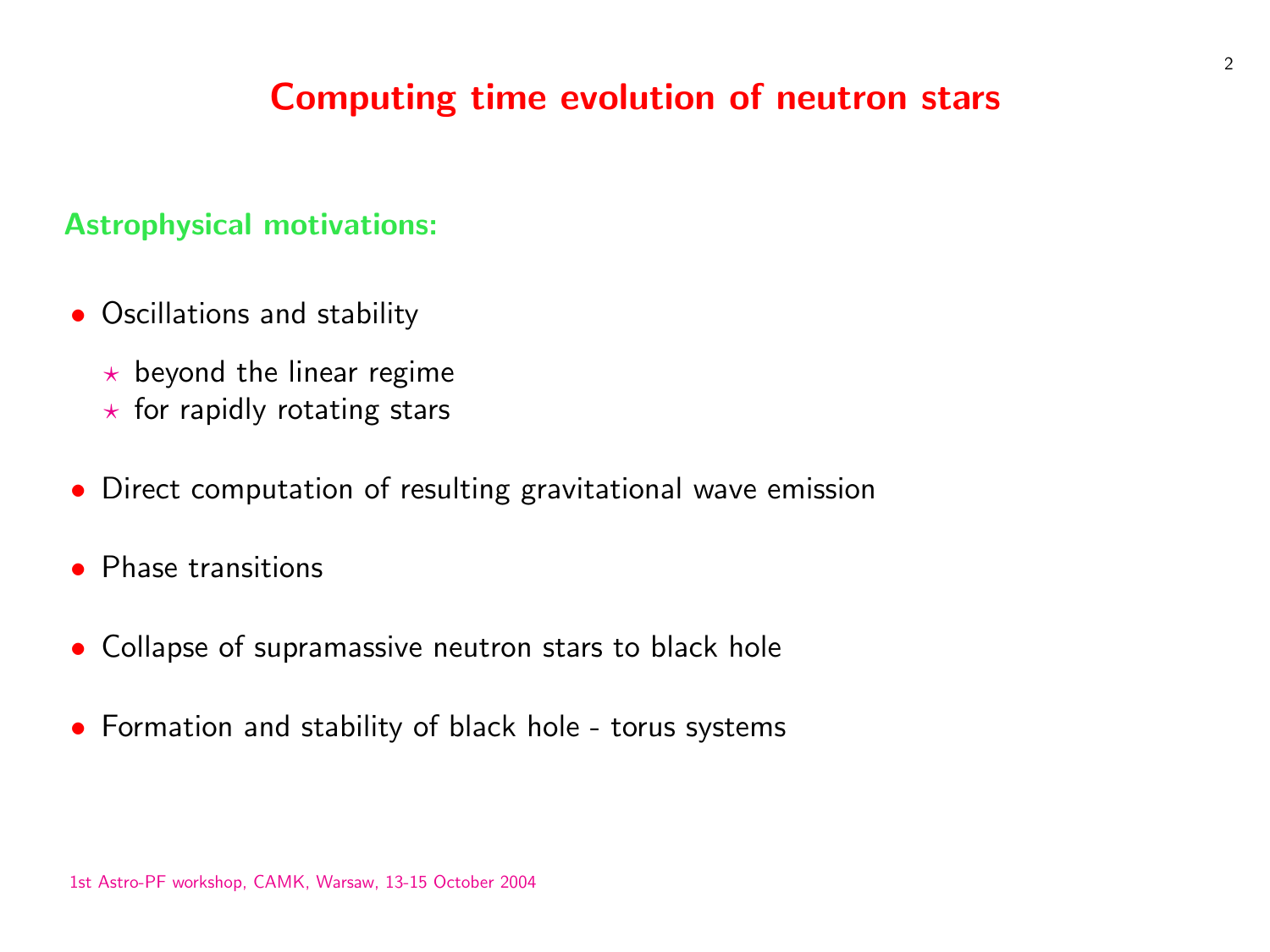# Computing time evolution of neutron stars

## Astrophysical motivations:

- Oscillations and stability
  - ⋆ beyond the linear regime
  - ⋆ for rapidly rotating stars
- Direct computation of resulting gravitational wave emission
- Phase transitions
- Collapse of supramassive neutron stars to black hole
- Formation and stability of black hole - torus systems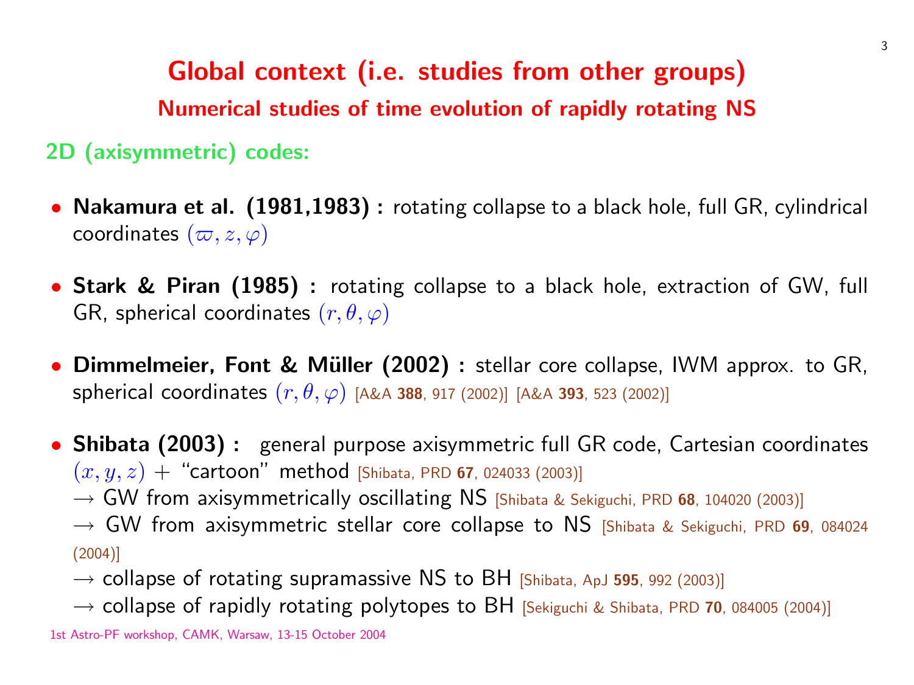# Global context (i.e. studies from other groups)

## Numerical studies of time evolution of rapidly rotating NS

### 2D (axisymmetric) codes:

- **Nakamura et al. (1981,1983) :** rotating collapse to a black hole, full GR, cylindrical coordinates $(\varpi, z, \varphi)$
- **Stark & Piran (1985) :** rotating collapse to a black hole, extraction of GW, full GR, spherical coordinates $(r, \theta, \varphi)$
- **Dimmelmeier, Font & Müller (2002) :** stellar core collapse, IWM approx. to GR, spherical coordinates $(r, \theta, \varphi)$ [A&A **388**, 917 (2002)] [A&A **393**, 523 (2002)]
- **Shibata (2003) :** general purpose axisymmetric full GR code, Cartesian coordinates $(x, y, z)$ + "cartoon" method [Shibata, PRD **67**, 024033 (2003)]
  - $\rightarrow$ GW from axisymmetrically oscillating NS [Shibata & Sekiguchi, PRD **68**, 104020 (2003)]
  - $\rightarrow$ GW from axisymmetric stellar core collapse to NS [Shibata & Sekiguchi, PRD **69**, 084024 (2004)]
  - $\rightarrow$ collapse of rotating supramassive NS to BH [Shibata, ApJ **595**, 992 (2003)]
  - $\rightarrow$ collapse of rapidly rotating polytopes to BH [Sekiguchi & Shibata, PRD **70**, 084005 (2004)]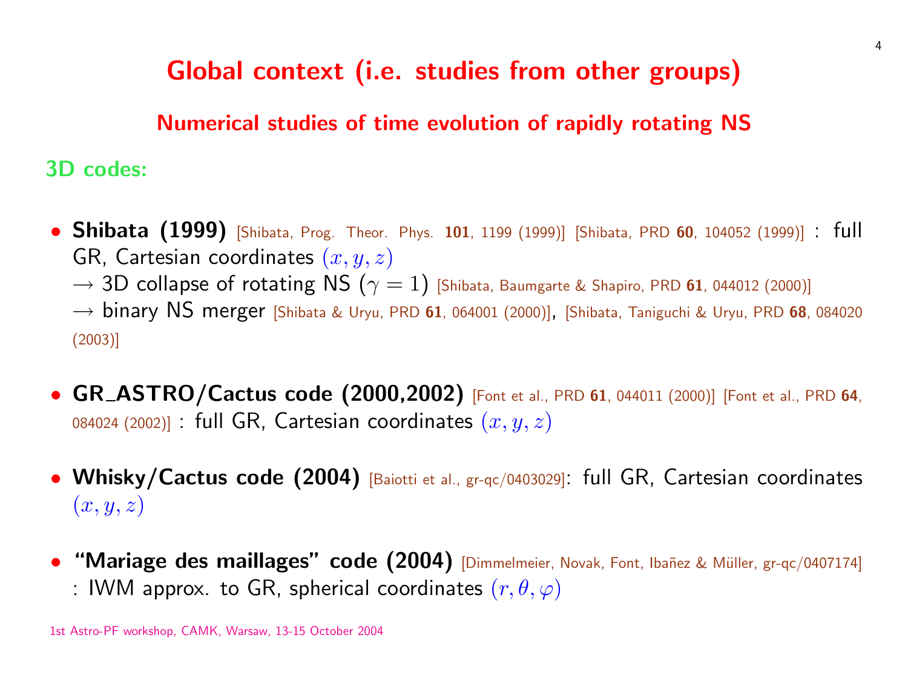# Global context (i.e. studies from other groups)

## Numerical studies of time evolution of rapidly rotating NS

### 3D codes:

- **Shibata (1999)** [Shibata, Prog. Theor. Phys. **101**, 1199 (1999)] [Shibata, PRD **60**, 104052 (1999)] : full GR, Cartesian coordinates $(x, y, z)$
  $\rightarrow$ 3D collapse of rotating NS ($\gamma = 1$) [Shibata, Baumgarte & Shapiro, PRD **61**, 044012 (2000)]
  $\rightarrow$ binary NS merger [Shibata & Uryu, PRD **61**, 064001 (2000)], [Shibata, Taniguchi & Uryu, PRD **68**, 084020 (2003)]

- **GR_ASTRO/Cactus code (2000,2002)** [Font et al., PRD **61**, 044011 (2000)] [Font et al., PRD **64**, 084024 (2002)] : full GR, Cartesian coordinates $(x, y, z)$

- **Whisky/Cactus code (2004)** [Baiotti et al., gr-qc/0403029]: full GR, Cartesian coordinates $(x, y, z)$

- **"Mariage des maillages" code (2004)** [Dimmelmeier, Novak, Font, Ibañez & Müller, gr-qc/0407174] : IWM approx. to GR, spherical coordinates $(r, \theta, \varphi)$

1st Astro-PF workshop, CAMK, Warsaw, 13-15 October 2004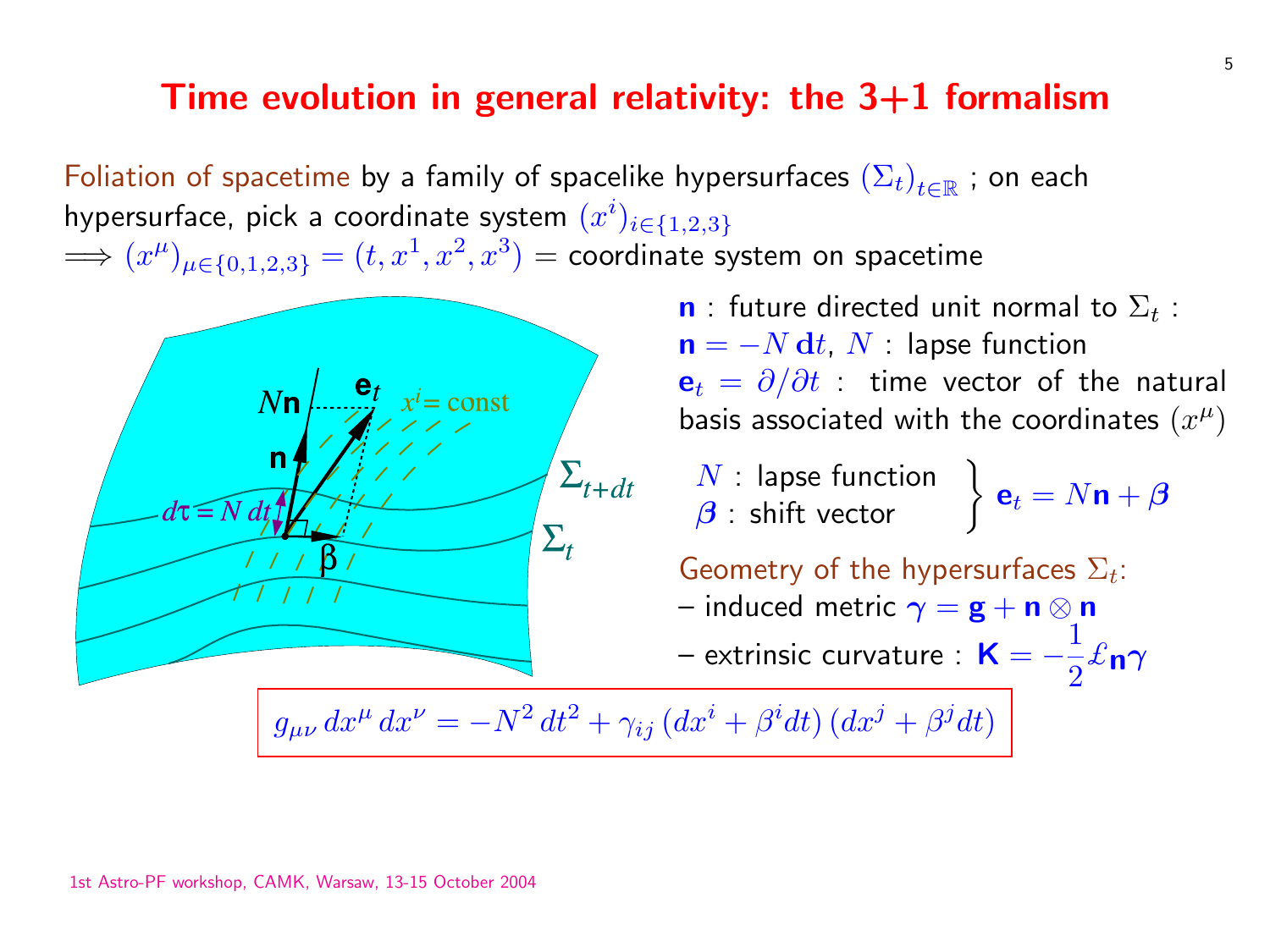# Time evolution in general relativity: the 3+1 formalism

Foliation of spacetime by a family of spacelike hypersurfaces $(\Sigma_t)_{t\in\mathbb{R}}$ ; on each hypersurface, pick a coordinate system $(x^i)_{i\in\{1,2,3\}}$

$\Longrightarrow (x^\mu)_{\mu\in\{0,1,2,3\}} = (t, x^1, x^2, x^3)$ = coordinate system on spacetime

$\mathbf{n}$ : future directed unit normal to $\Sigma_t$ :
$\mathbf{n} = -N\,\mathbf{d}t$, $N$ : lapse function

$\mathbf{e}_t = \partial/\partial t$ : time vector of the natural basis associated with the coordinates $(x^\mu)$

$N$ : lapse function
$\boldsymbol{\beta}$ : shift vector

$$\mathbf{e}_t = N\mathbf{n} + \boldsymbol{\beta}$$

Geometry of the hypersurfaces $\Sigma_t$:

– induced metric $\boldsymbol{\gamma} = \mathbf{g} + \mathbf{n} \otimes \mathbf{n}$

– extrinsic curvature : $\mathbf{K} = -\frac{1}{2}\pounds_{\mathbf{n}}\boldsymbol{\gamma}$

$$g_{\mu\nu}\,dx^\mu\,dx^\nu = -N^2\,dt^2 + \gamma_{ij}\,(dx^i + \beta^i dt)\,(dx^j + \beta^j dt)$$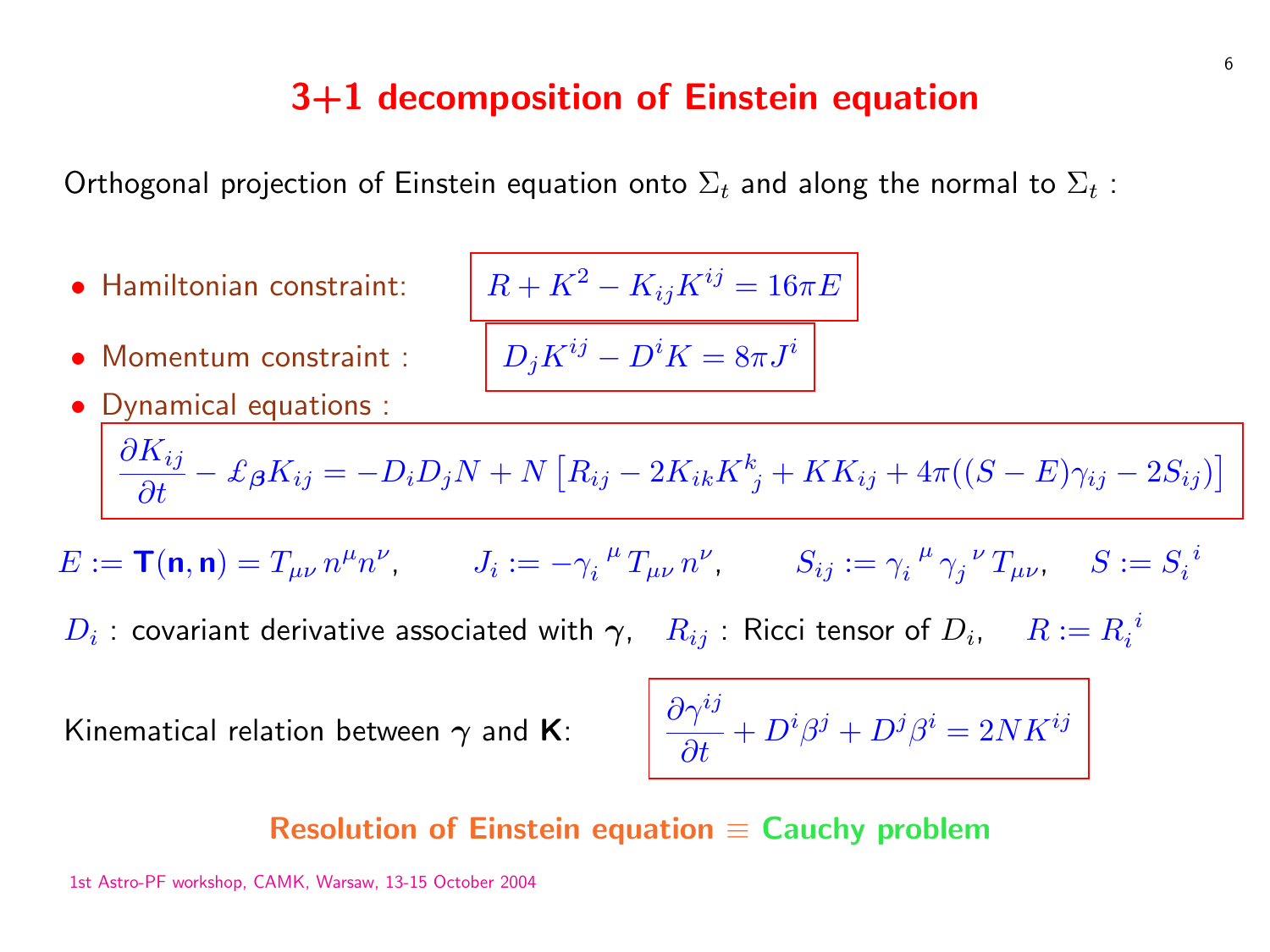# 3+1 decomposition of Einstein equation

Orthogonal projection of Einstein equation onto $\Sigma_t$ and along the normal to $\Sigma_t$ :

- Hamiltonian constraint: $$R + K^2 - K_{ij}K^{ij} = 16\pi E$$
- Momentum constraint : $$D_j K^{ij} - D^i K = 8\pi J^i$$
- Dynamical equations :

$$\frac{\partial K_{ij}}{\partial t} - \pounds_{\boldsymbol{\beta}} K_{ij} = -D_i D_j N + N \left[ R_{ij} - 2K_{ik}K^k_{\ \ j} + K K_{ij} + 4\pi((S-E)\gamma_{ij} - 2S_{ij}) \right]$$

$E := \mathbf{T}(\mathbf{n}, \mathbf{n}) = T_{\mu\nu}\, n^\mu n^\nu$, $\quad J_i := -\gamma_i^{\ \mu}\, T_{\mu\nu}\, n^\nu$, $\quad S_{ij} := \gamma_i^{\ \mu}\, \gamma_j^{\ \nu}\, T_{\mu\nu}$, $\quad S := S_i^{\ i}$

$D_i$ : covariant derivative associated with $\boldsymbol{\gamma}$, $\quad R_{ij}$ : Ricci tensor of $D_i$, $\quad R := R_i^{\ i}$

Kinematical relation between $\boldsymbol{\gamma}$ and $\mathbf{K}$:

$$\frac{\partial \gamma^{ij}}{\partial t} + D^i \beta^j + D^j \beta^i = 2NK^{ij}$$

**Resolution of Einstein equation $\equiv$ Cauchy problem**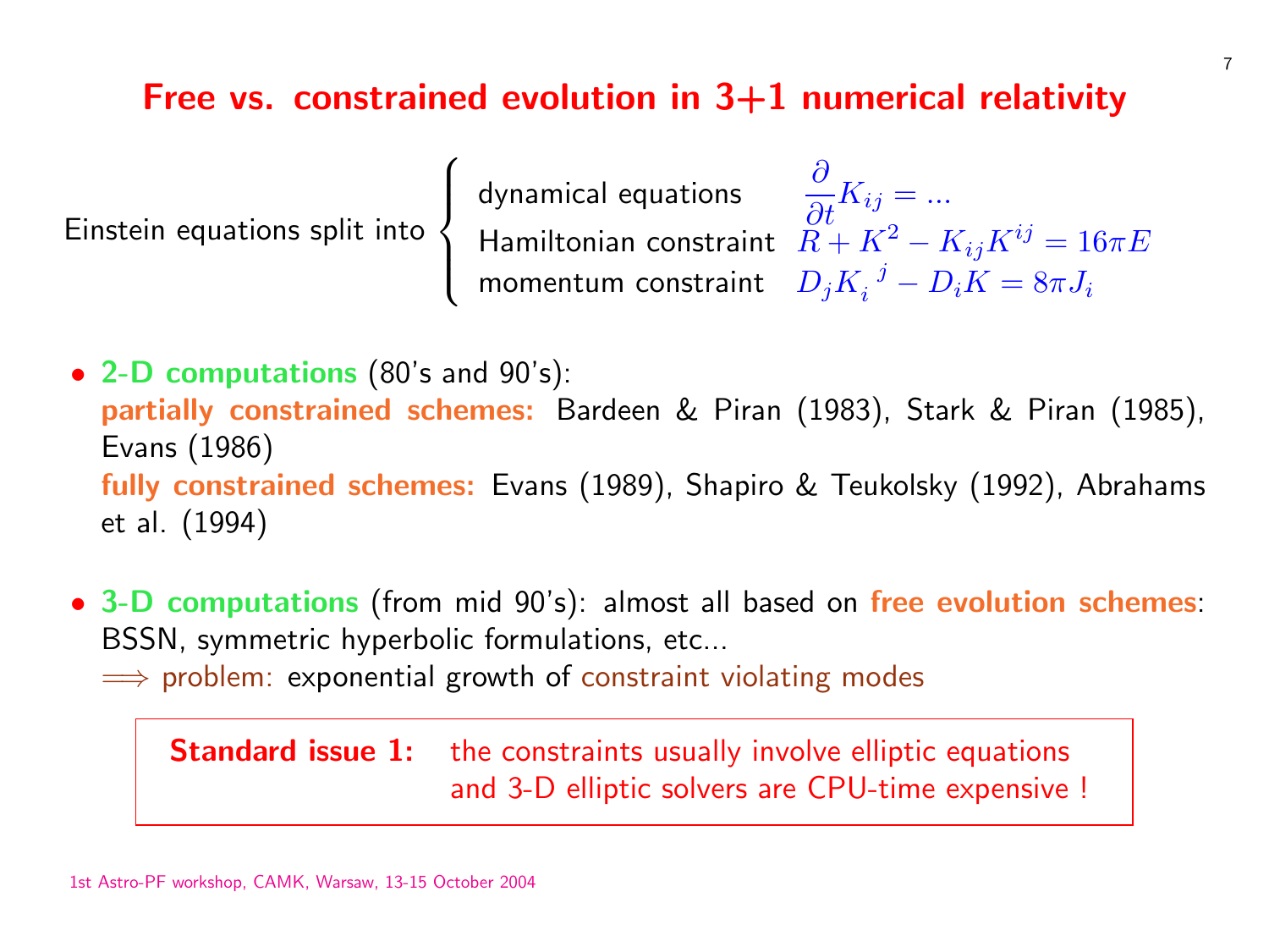# Free vs. constrained evolution in 3+1 numerical relativity

Einstein equations split into

$$\begin{cases} \text{dynamical equations} & \dfrac{\partial}{\partial t} K_{ij} = \ldots \\ \text{Hamiltonian constraint} & R + K^2 - K_{ij}K^{ij} = 16\pi E \\ \text{momentum constraint} & D_j K_i^{\ j} - D_i K = 8\pi J_i \end{cases}$$

- **2-D computations** (80's and 90's):
  **partially constrained schemes:** Bardeen & Piran (1983), Stark & Piran (1985), Evans (1986)
  **fully constrained schemes:** Evans (1989), Shapiro & Teukolsky (1992), Abrahams et al. (1994)

- **3-D computations** (from mid 90's): almost all based on **free evolution schemes**: BSSN, symmetric hyperbolic formulations, etc...
  $\Longrightarrow$ problem: exponential growth of constraint violating modes

> **Standard issue 1:** the constraints usually involve elliptic equations and 3-D elliptic solvers are CPU-time expensive !

1st Astro-PF workshop, CAMK, Warsaw, 13-15 October 2004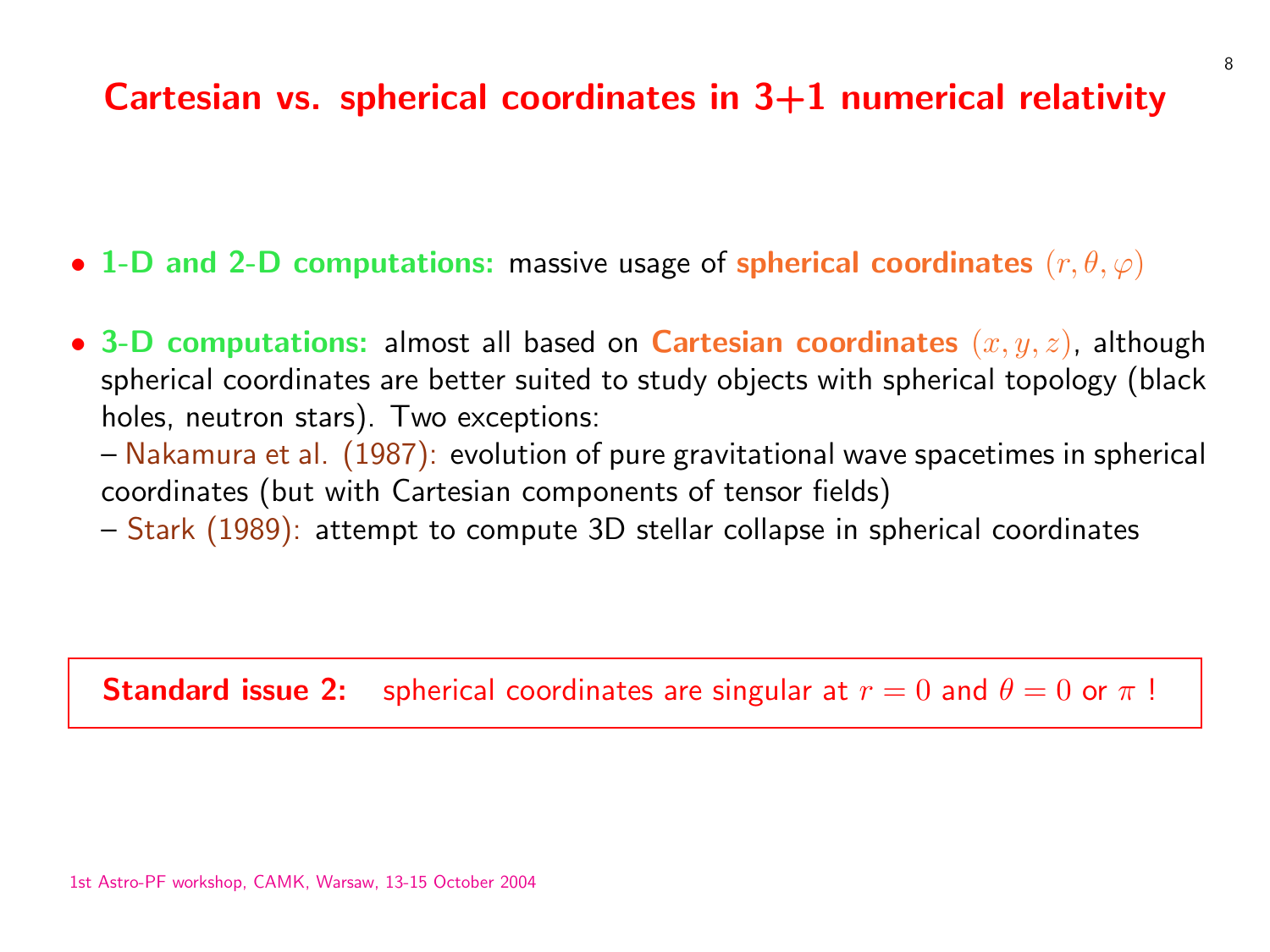# Cartesian vs. spherical coordinates in 3+1 numerical relativity

- **1-D and 2-D computations:** massive usage of **spherical coordinates** $(r, \theta, \varphi)$

- **3-D computations:** almost all based on **Cartesian coordinates** $(x, y, z)$, although spherical coordinates are better suited to study objects with spherical topology (black holes, neutron stars). Two exceptions:
  – Nakamura et al. (1987): evolution of pure gravitational wave spacetimes in spherical coordinates (but with Cartesian components of tensor fields)
  – Stark (1989): attempt to compute 3D stellar collapse in spherical coordinates

**Standard issue 2:** spherical coordinates are singular at $r = 0$ and $\theta = 0$ or $\pi$ !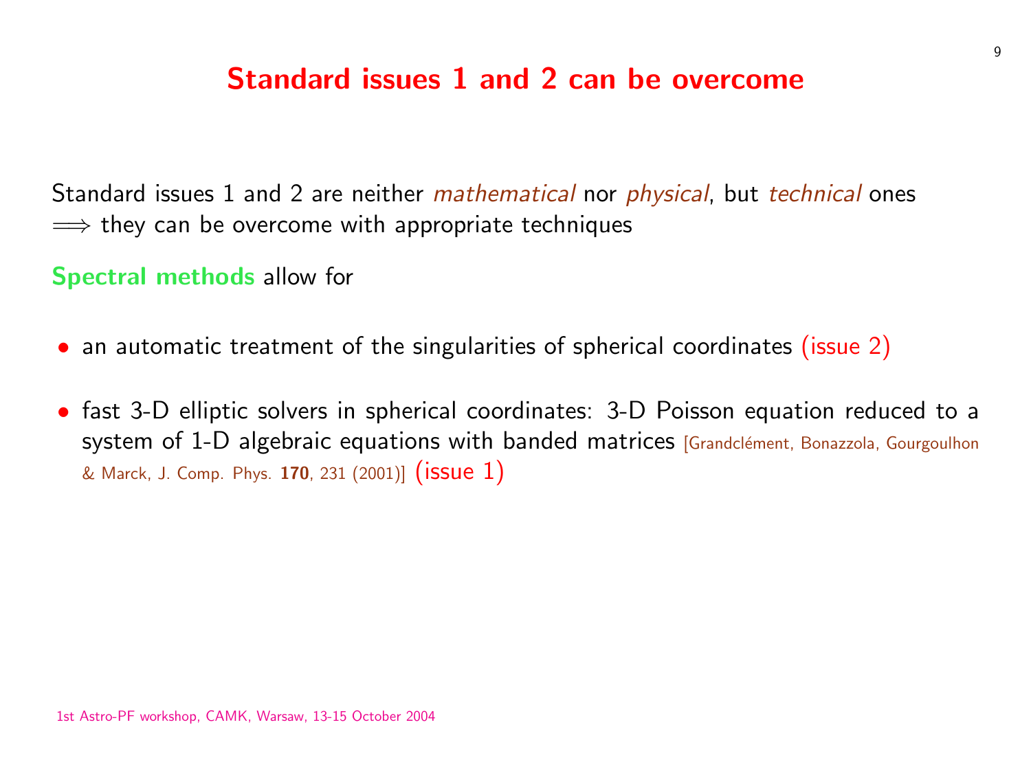# Standard issues 1 and 2 can be overcome

Standard issues 1 and 2 are neither *mathematical* nor *physical*, but *technical* ones $\Longrightarrow$ they can be overcome with appropriate techniques

**Spectral methods** allow for

- an automatic treatment of the singularities of spherical coordinates (issue 2)
- fast 3-D elliptic solvers in spherical coordinates: 3-D Poisson equation reduced to a system of 1-D algebraic equations with banded matrices [Grandclément, Bonazzola, Gourgoulhon & Marck, J. Comp. Phys. **170**, 231 (2001)] (issue 1)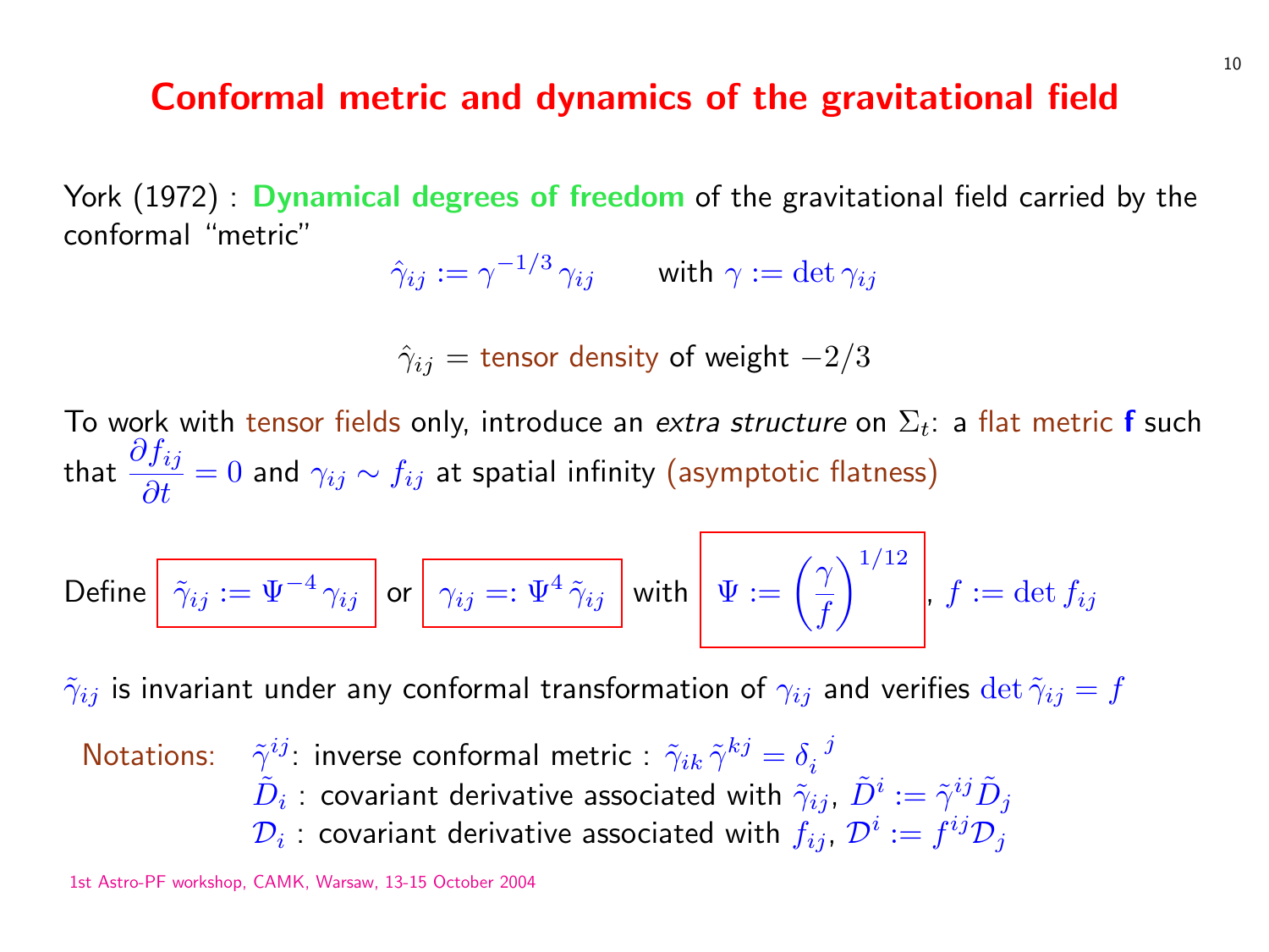# Conformal metric and dynamics of the gravitational field

York (1972) : **Dynamical degrees of freedom** of the gravitational field carried by the conformal "metric"

$$\hat{\gamma}_{ij} := \gamma^{-1/3}\,\gamma_{ij} \qquad \text{with } \gamma := \det \gamma_{ij}$$

$$\hat{\gamma}_{ij} = \text{tensor density of weight } -2/3$$

To work with tensor fields only, introduce an *extra structure* on $\Sigma_t$: a flat metric **f** such that $\dfrac{\partial f_{ij}}{\partial t} = 0$ and $\gamma_{ij} \sim f_{ij}$ at spatial infinity (asymptotic flatness)

Define $\boxed{\tilde{\gamma}_{ij} := \Psi^{-4}\,\gamma_{ij}}$ or $\boxed{\gamma_{ij} =: \Psi^4\,\tilde{\gamma}_{ij}}$ with $\boxed{\Psi := \left(\dfrac{\gamma}{f}\right)^{1/12}}$, $f := \det f_{ij}$

$\tilde{\gamma}_{ij}$ is invariant under any conformal transformation of $\gamma_{ij}$ and verifies $\det \tilde{\gamma}_{ij} = f$

Notations:
- $\tilde{\gamma}^{ij}$: inverse conformal metric : $\tilde{\gamma}_{ik}\,\tilde{\gamma}^{kj} = \delta_i^{\ j}$
- $\tilde{D}_i$ : covariant derivative associated with $\tilde{\gamma}_{ij}$, $\tilde{D}^i := \tilde{\gamma}^{ij}\tilde{D}_j$
- $\mathcal{D}_i$ : covariant derivative associated with $f_{ij}$, $\mathcal{D}^i := f^{ij}\mathcal{D}_j$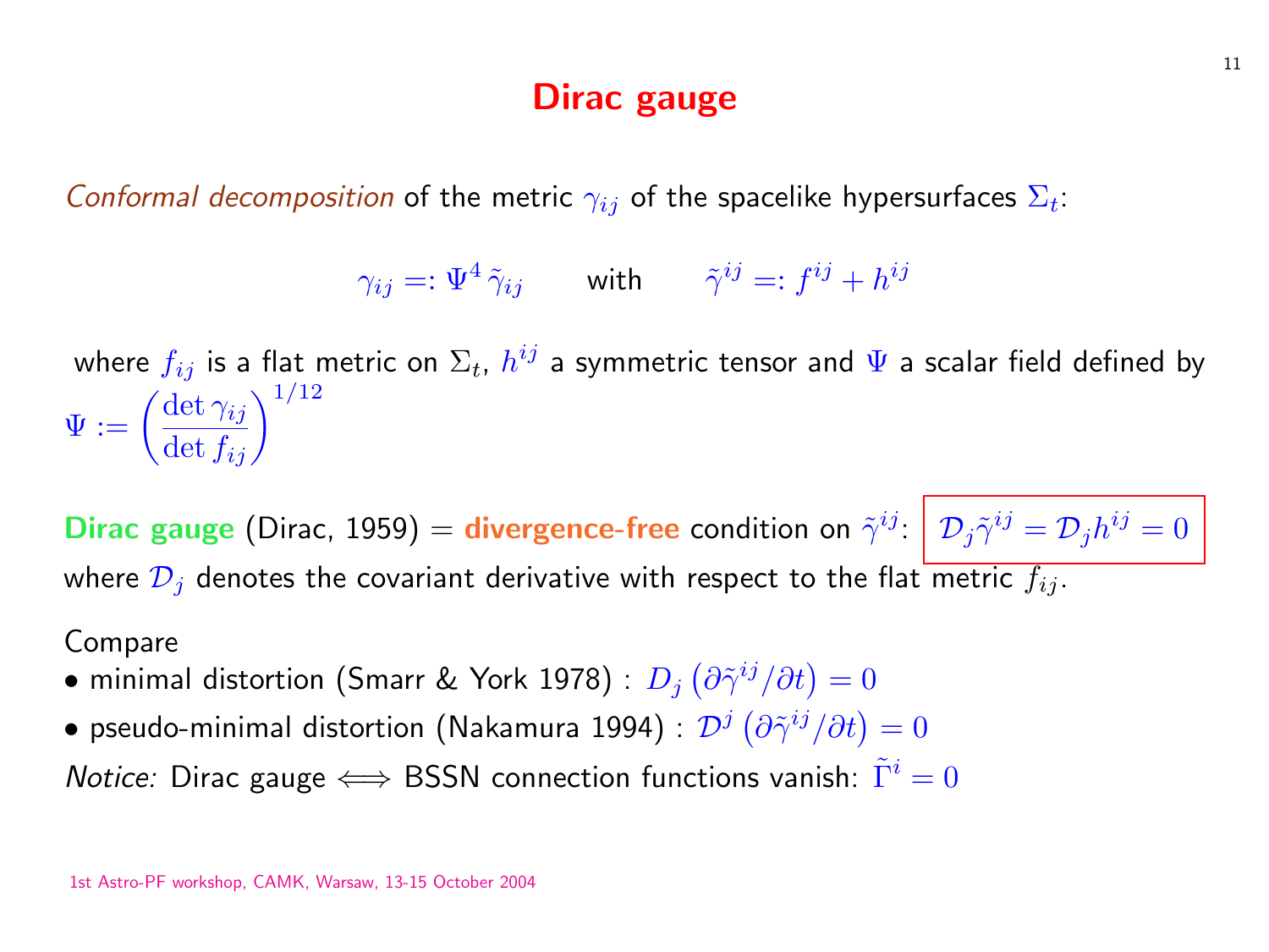# Dirac gauge

*Conformal decomposition* of the metric $\gamma_{ij}$ of the spacelike hypersurfaces $\Sigma_t$:

$$\gamma_{ij} =: \Psi^4 \, \tilde{\gamma}_{ij} \qquad \text{with} \qquad \tilde{\gamma}^{ij} =: f^{ij} + h^{ij}$$

where $f_{ij}$ is a flat metric on $\Sigma_t$, $h^{ij}$ a symmetric tensor and $\Psi$ a scalar field defined by $\Psi := \left( \frac{\det \gamma_{ij}}{\det f_{ij}} \right)^{1/12}$

**Dirac gauge** (Dirac, 1959) = **divergence-free** condition on $\tilde{\gamma}^{ij}$: $\boxed{\mathcal{D}_j \tilde{\gamma}^{ij} = \mathcal{D}_j h^{ij} = 0}$ where $\mathcal{D}_j$ denotes the covariant derivative with respect to the flat metric $f_{ij}$.

Compare

- minimal distortion (Smarr & York 1978) : $D_j \left( \partial \tilde{\gamma}^{ij} / \partial t \right) = 0$
- pseudo-minimal distortion (Nakamura 1994) : $\mathcal{D}^j \left( \partial \tilde{\gamma}^{ij} / \partial t \right) = 0$

*Notice:* Dirac gauge $\Longleftrightarrow$ BSSN connection functions vanish: $\tilde{\Gamma}^i = 0$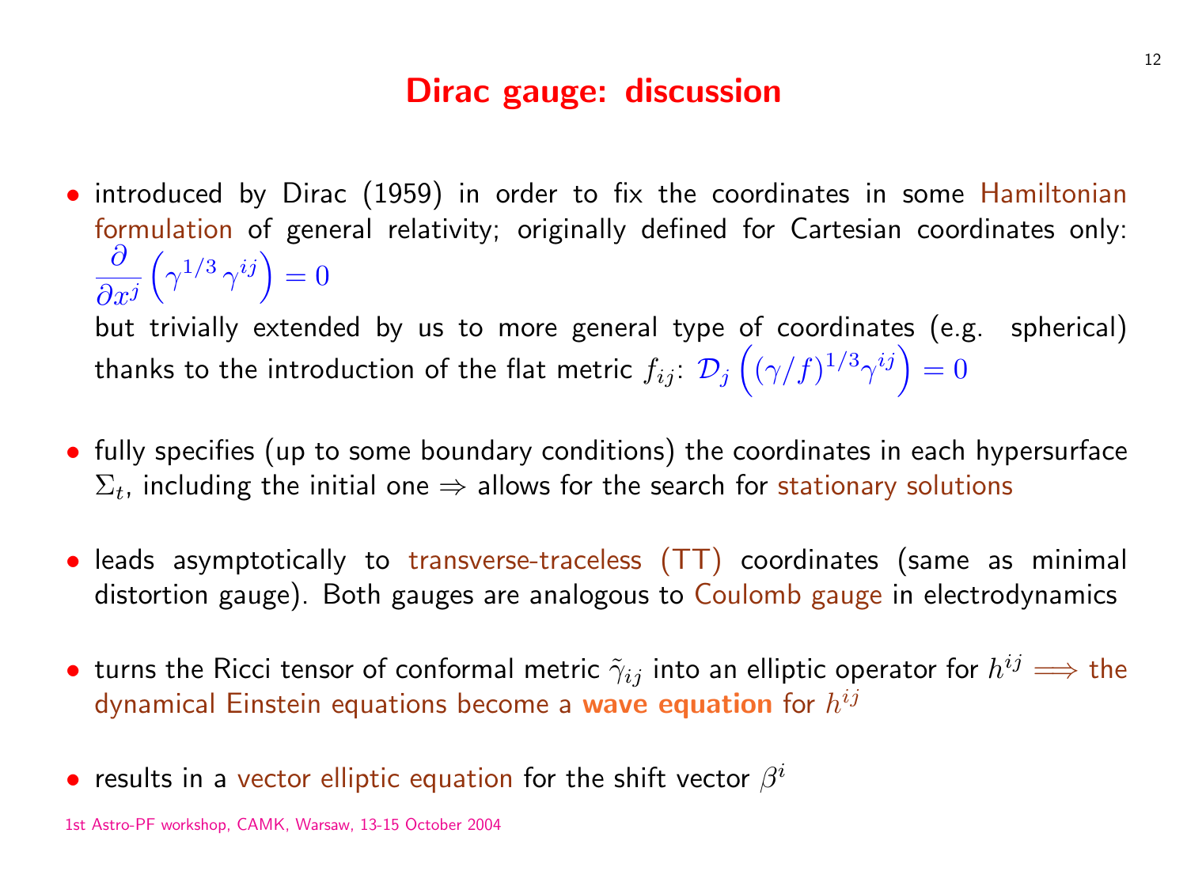# Dirac gauge: discussion

- introduced by Dirac (1959) in order to fix the coordinates in some Hamiltonian formulation of general relativity; originally defined for Cartesian coordinates only: $\dfrac{\partial}{\partial x^j}\left(\gamma^{1/3}\,\gamma^{ij}\right) = 0$
  but trivially extended by us to more general type of coordinates (e.g. spherical) thanks to the introduction of the flat metric $f_{ij}$: $\mathcal{D}_j\left((\gamma/f)^{1/3}\gamma^{ij}\right) = 0$

- fully specifies (up to some boundary conditions) the coordinates in each hypersurface $\Sigma_t$, including the initial one $\Rightarrow$ allows for the search for stationary solutions

- leads asymptotically to transverse-traceless (TT) coordinates (same as minimal distortion gauge). Both gauges are analogous to Coulomb gauge in electrodynamics

- turns the Ricci tensor of conformal metric $\tilde{\gamma}_{ij}$ into an elliptic operator for $h^{ij} \Longrightarrow$ the dynamical Einstein equations become a **wave equation** for $h^{ij}$

- results in a vector elliptic equation for the shift vector $\beta^i$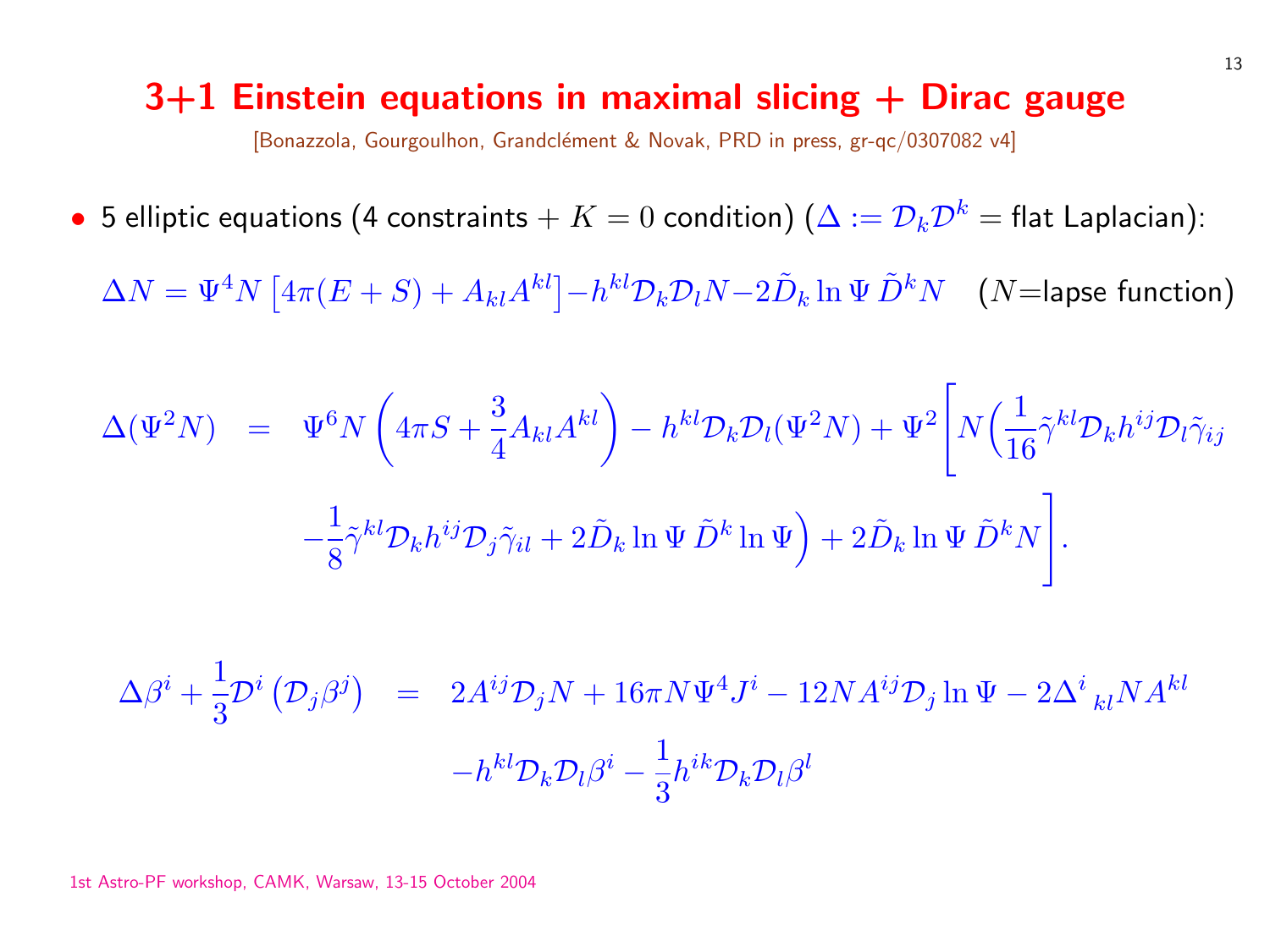# 3+1 Einstein equations in maximal slicing + Dirac gauge

[Bonazzola, Gourgoulhon, Grandclément & Novak, PRD in press, gr-qc/0307082 v4]

- 5 elliptic equations (4 constraints + $K = 0$ condition) ($\Delta := \mathcal{D}_k \mathcal{D}^k$ = flat Laplacian):

$$\Delta N = \Psi^4 N \left[ 4\pi(E+S) + A_{kl}A^{kl} \right] - h^{kl}\mathcal{D}_k\mathcal{D}_l N - 2\tilde{D}_k \ln\Psi \, \tilde{D}^k N \quad (N\text{=lapse function})$$

$$\begin{aligned}
\Delta(\Psi^2 N) &= \Psi^6 N \left( 4\pi S + \frac{3}{4} A_{kl}A^{kl} \right) - h^{kl}\mathcal{D}_k\mathcal{D}_l(\Psi^2 N) + \Psi^2 \Bigg[ N \Big( \frac{1}{16}\tilde{\gamma}^{kl}\mathcal{D}_k h^{ij} \mathcal{D}_l \tilde{\gamma}_{ij} \\
&\quad - \frac{1}{8}\tilde{\gamma}^{kl}\mathcal{D}_k h^{ij}\mathcal{D}_j\tilde{\gamma}_{il} + 2\tilde{D}_k \ln\Psi \, \tilde{D}^k \ln\Psi \Big) + 2\tilde{D}_k \ln\Psi \, \tilde{D}^k N \Bigg].
\end{aligned}$$

$$\begin{aligned}
\Delta\beta^i + \frac{1}{3}\mathcal{D}^i\left(\mathcal{D}_j\beta^j\right) &= 2A^{ij}\mathcal{D}_j N + 16\pi N\Psi^4 J^i - 12 N A^{ij}\mathcal{D}_j \ln\Psi - 2\Delta^i{}_{kl} N A^{kl} \\
&\quad - h^{kl}\mathcal{D}_k\mathcal{D}_l\beta^i - \frac{1}{3}h^{ik}\mathcal{D}_k\mathcal{D}_l\beta^l
\end{aligned}$$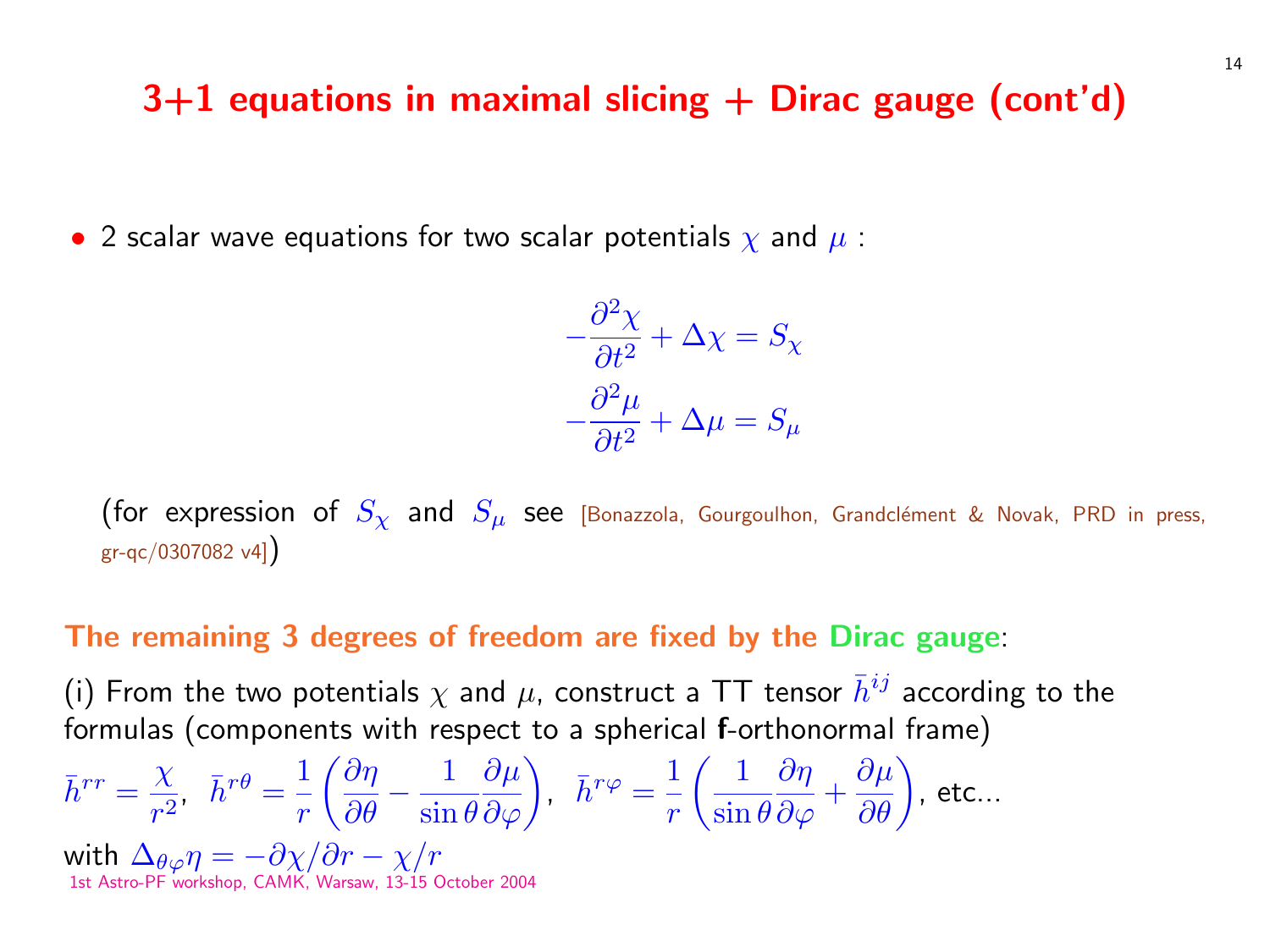# 3+1 equations in maximal slicing + Dirac gauge (cont'd)

- 2 scalar wave equations for two scalar potentials $\chi$ and $\mu$ :

$$-\frac{\partial^2 \chi}{\partial t^2} + \Delta \chi = S_\chi$$

$$-\frac{\partial^2 \mu}{\partial t^2} + \Delta \mu = S_\mu$$

(for expression of $S_\chi$ and $S_\mu$ see [Bonazzola, Gourgoulhon, Grandclément & Novak, PRD in press, gr-qc/0307082 v4])

**The remaining 3 degrees of freedom are fixed by the Dirac gauge**:

(i) From the two potentials $\chi$ and $\mu$, construct a TT tensor $\bar{h}^{ij}$ according to the formulas (components with respect to a spherical **f**-orthonormal frame)

$\bar{h}^{rr} = \frac{\chi}{r^2}$, $\bar{h}^{r\theta} = \frac{1}{r}\left(\frac{\partial \eta}{\partial \theta} - \frac{1}{\sin\theta}\frac{\partial \mu}{\partial \varphi}\right)$, $\bar{h}^{r\varphi} = \frac{1}{r}\left(\frac{1}{\sin\theta}\frac{\partial \eta}{\partial \varphi} + \frac{\partial \mu}{\partial \theta}\right)$, etc...

with $\Delta_{\theta\varphi}\eta = -\partial\chi/\partial r - \chi/r$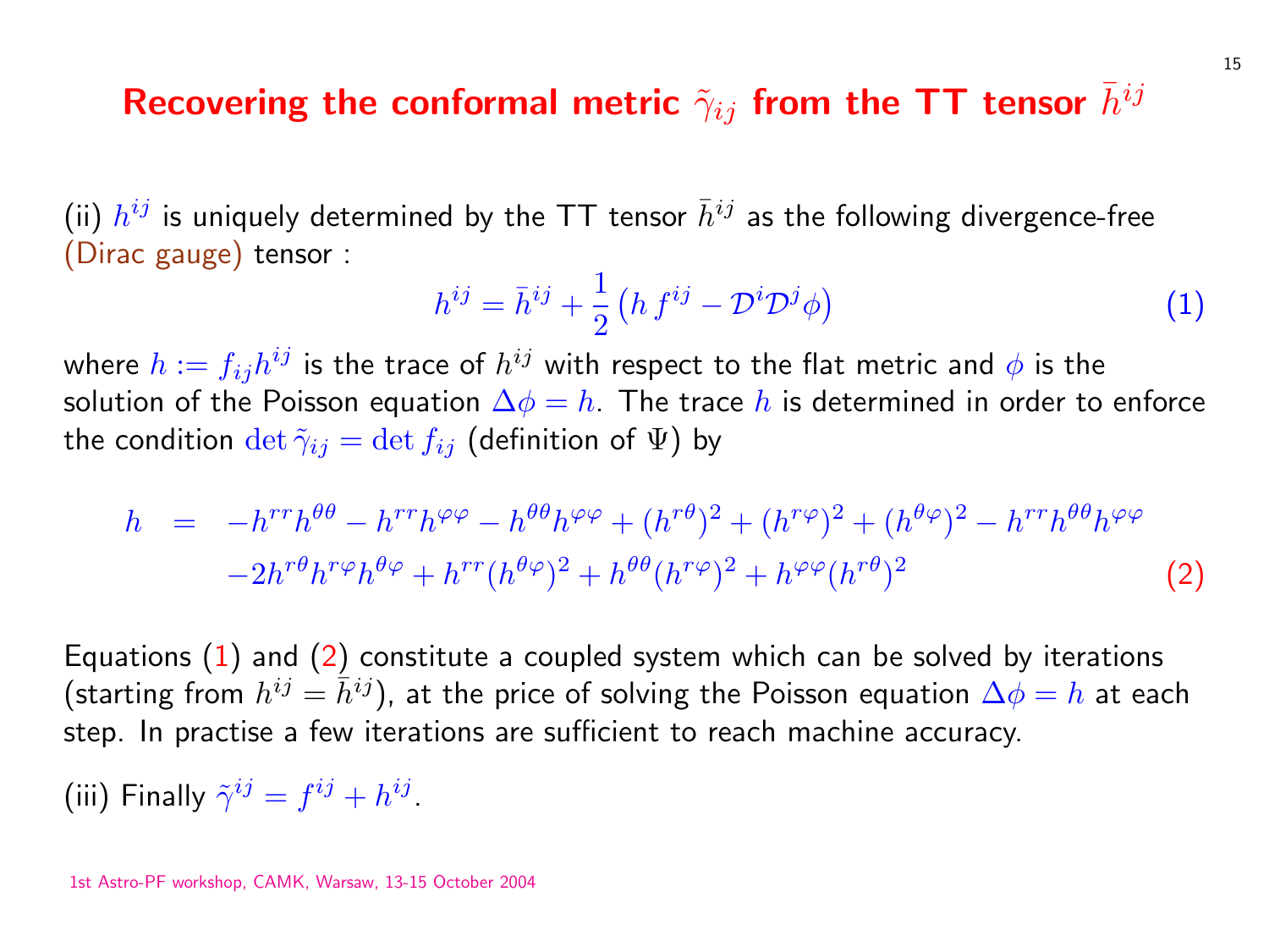# Recovering the conformal metric $\tilde{\gamma}_{ij}$ from the TT tensor $\bar{h}^{ij}$

(ii) $h^{ij}$ is uniquely determined by the TT tensor $\bar{h}^{ij}$ as the following divergence-free (Dirac gauge) tensor :

$$h^{ij} = \bar{h}^{ij} + \frac{1}{2}\left(h\, f^{ij} - \mathcal{D}^i \mathcal{D}^j \phi\right) \tag{1}$$

where $h := f_{ij} h^{ij}$ is the trace of $h^{ij}$ with respect to the flat metric and $\phi$ is the solution of the Poisson equation $\Delta\phi = h$. The trace $h$ is determined in order to enforce the condition $\det \tilde{\gamma}_{ij} = \det f_{ij}$ (definition of $\Psi$) by

$$\begin{aligned} h \;=\; & -h^{rr}h^{\theta\theta} - h^{rr}h^{\varphi\varphi} - h^{\theta\theta}h^{\varphi\varphi} + (h^{r\theta})^2 + (h^{r\varphi})^2 + (h^{\theta\varphi})^2 - h^{rr}h^{\theta\theta}h^{\varphi\varphi} \\ & -2h^{r\theta}h^{r\varphi}h^{\theta\varphi} + h^{rr}(h^{\theta\varphi})^2 + h^{\theta\theta}(h^{r\varphi})^2 + h^{\varphi\varphi}(h^{r\theta})^2 \end{aligned} \tag{2}$$

Equations (1) and (2) constitute a coupled system which can be solved by iterations (starting from $h^{ij} = \bar{h}^{ij}$), at the price of solving the Poisson equation $\Delta\phi = h$ at each step. In practise a few iterations are sufficient to reach machine accuracy.

(iii) Finally $\tilde{\gamma}^{ij} = f^{ij} + h^{ij}$.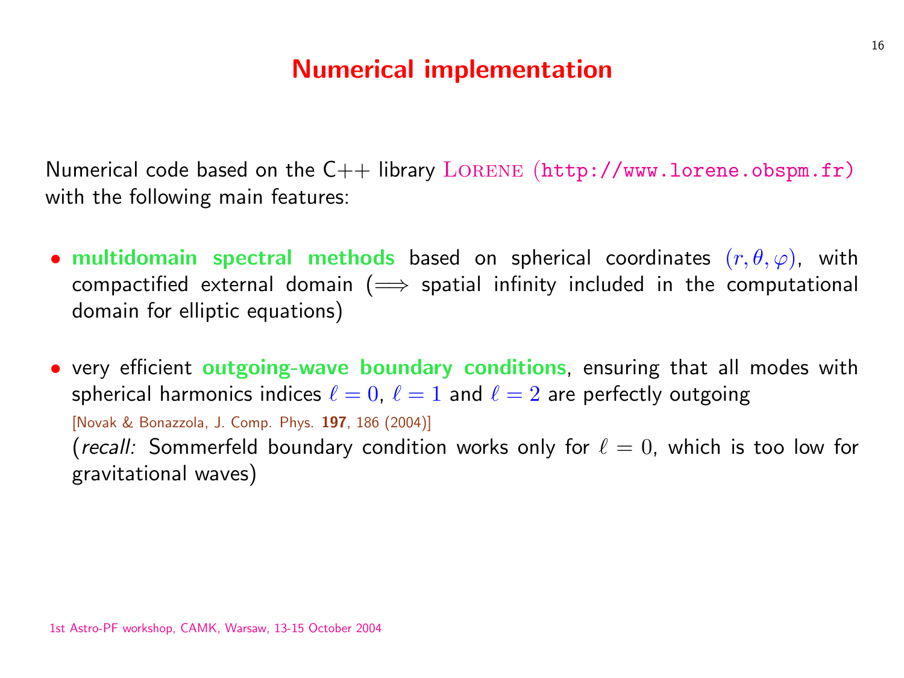# Numerical implementation

Numerical code based on the C++ library LORENE (http://www.lorene.obspm.fr) with the following main features:

- **multidomain spectral methods** based on spherical coordinates $(r, \theta, \varphi)$, with compactified external domain ($\Longrightarrow$ spatial infinity included in the computational domain for elliptic equations)

- very efficient **outgoing-wave boundary conditions**, ensuring that all modes with spherical harmonics indices $\ell = 0$, $\ell = 1$ and $\ell = 2$ are perfectly outgoing
  [Novak & Bonazzola, J. Comp. Phys. **197**, 186 (2004)]
  (*recall:* Sommerfeld boundary condition works only for $\ell = 0$, which is too low for gravitational waves)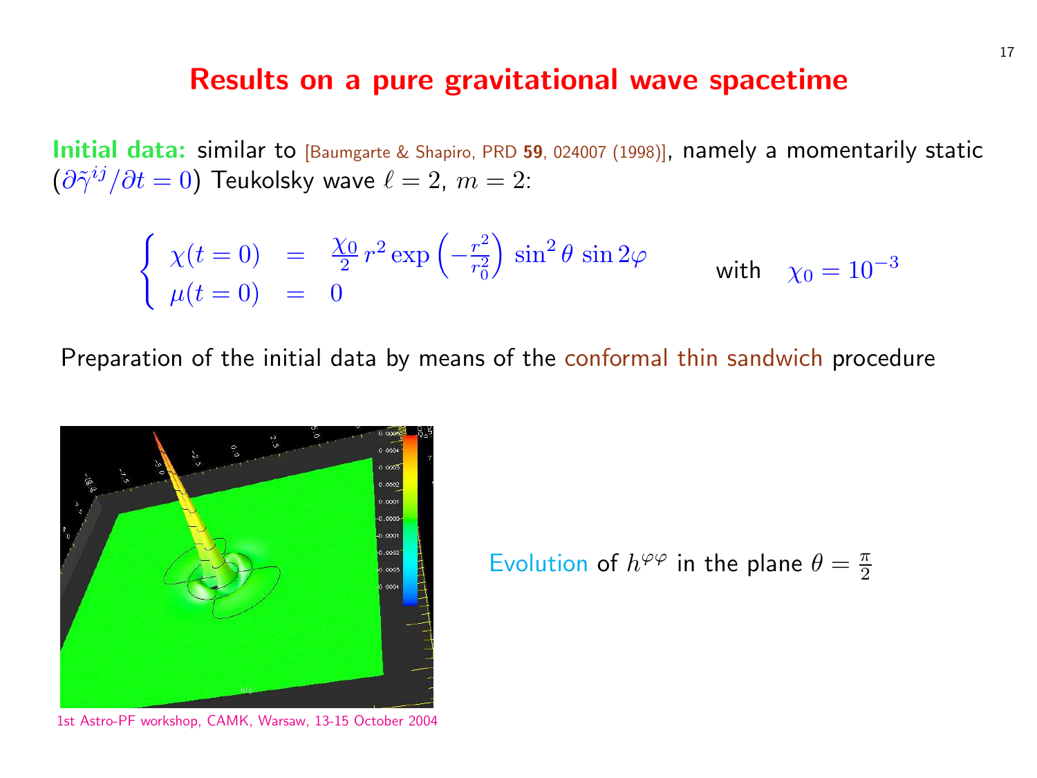# Results on a pure gravitational wave spacetime

**Initial data:** similar to [Baumgarte & Shapiro, PRD **59**, 024007 (1998)], namely a momentarily static ($\partial\tilde{\gamma}^{ij}/\partial t = 0$) Teukolsky wave $\ell = 2$, $m = 2$:

$$
\left\{ \begin{array}{lcl} \chi(t=0) & = & \frac{\chi_0}{2}\, r^2 \exp\left(-\frac{r^2}{r_0^2}\right) \sin^2\theta \, \sin 2\varphi \\ \mu(t=0) & = & 0 \end{array} \right. \qquad \text{with} \quad \chi_0 = 10^{-3}
$$

Preparation of the initial data by means of the conformal thin sandwich procedure

Evolution of $h^{\varphi\varphi}$ in the plane $\theta = \frac{\pi}{2}$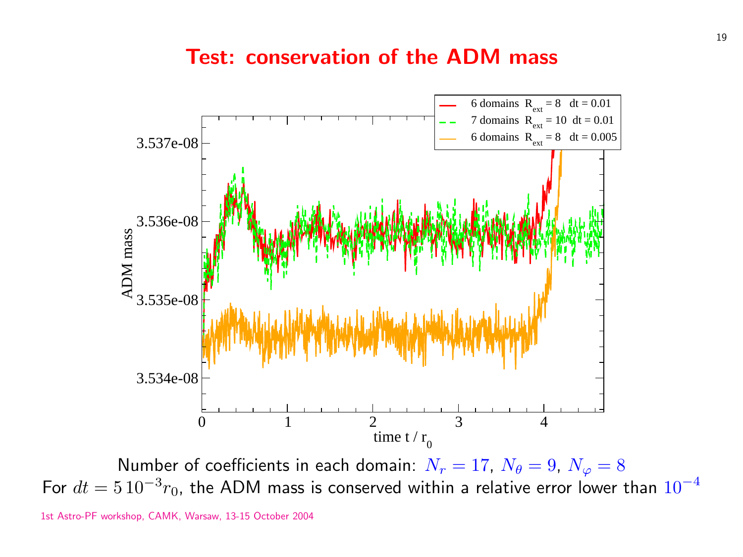# Test: conservation of the ADM mass

Number of coefficients in each domain: $N_r = 17$, $N_\theta = 9$, $N_\varphi = 8$

For $dt = 5\,10^{-3} r_0$, the ADM mass is conserved within a relative error lower than $10^{-4}$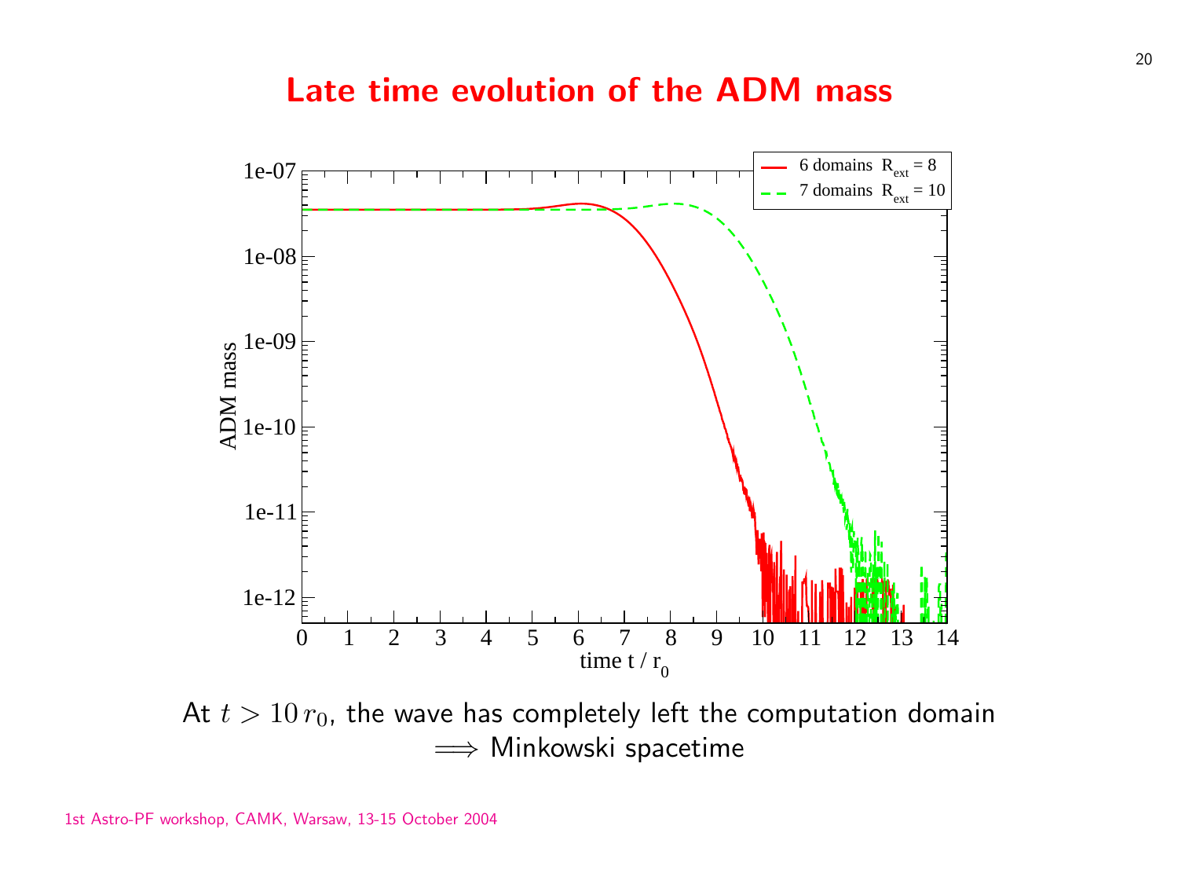# Late time evolution of the ADM mass

At $t > 10\, r_0$, the wave has completely left the computation domain
$\Longrightarrow$ Minkowski spacetime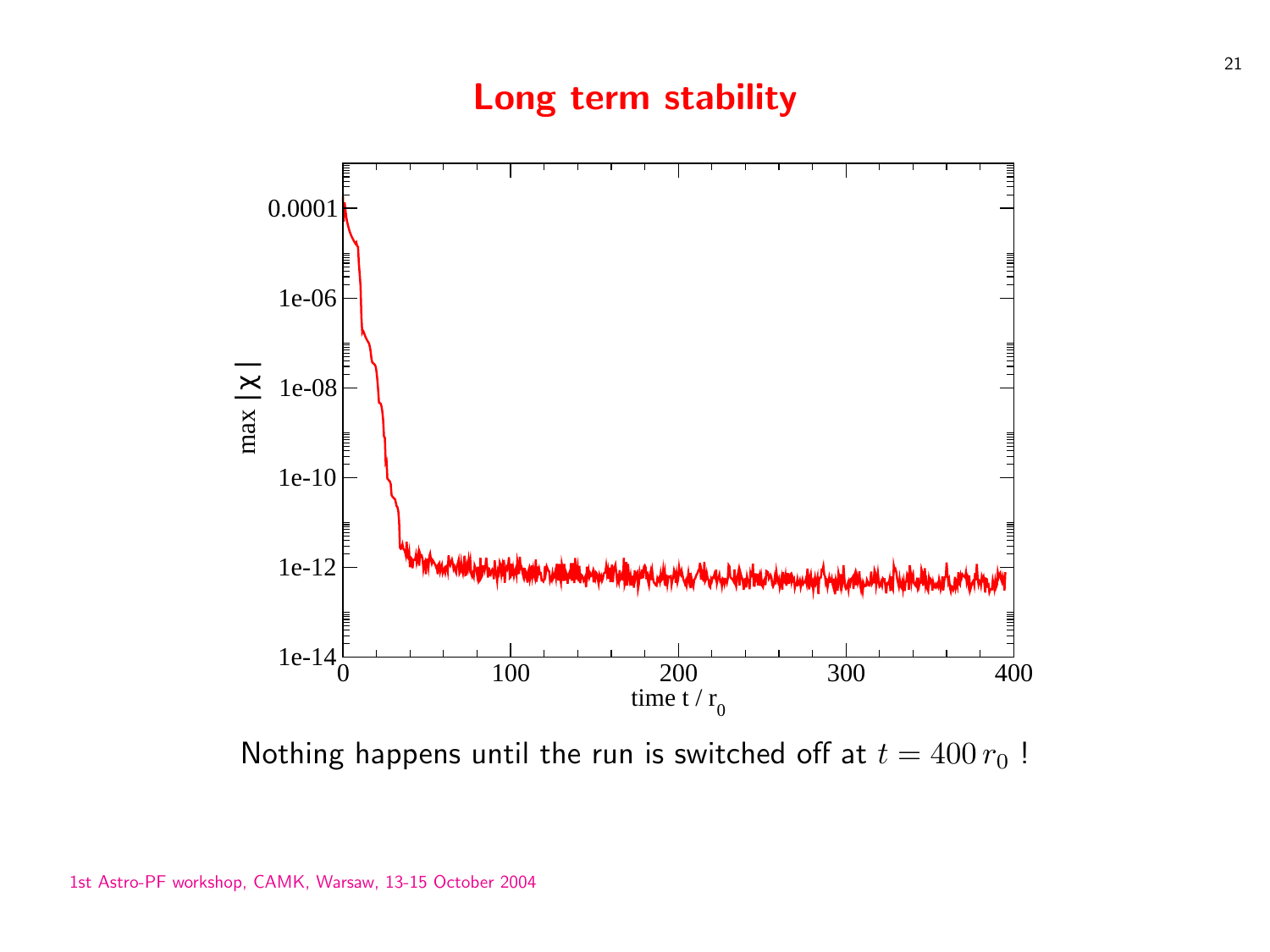# Long term stability

Nothing happens until the run is switched off at $t = 400\,r_0$ !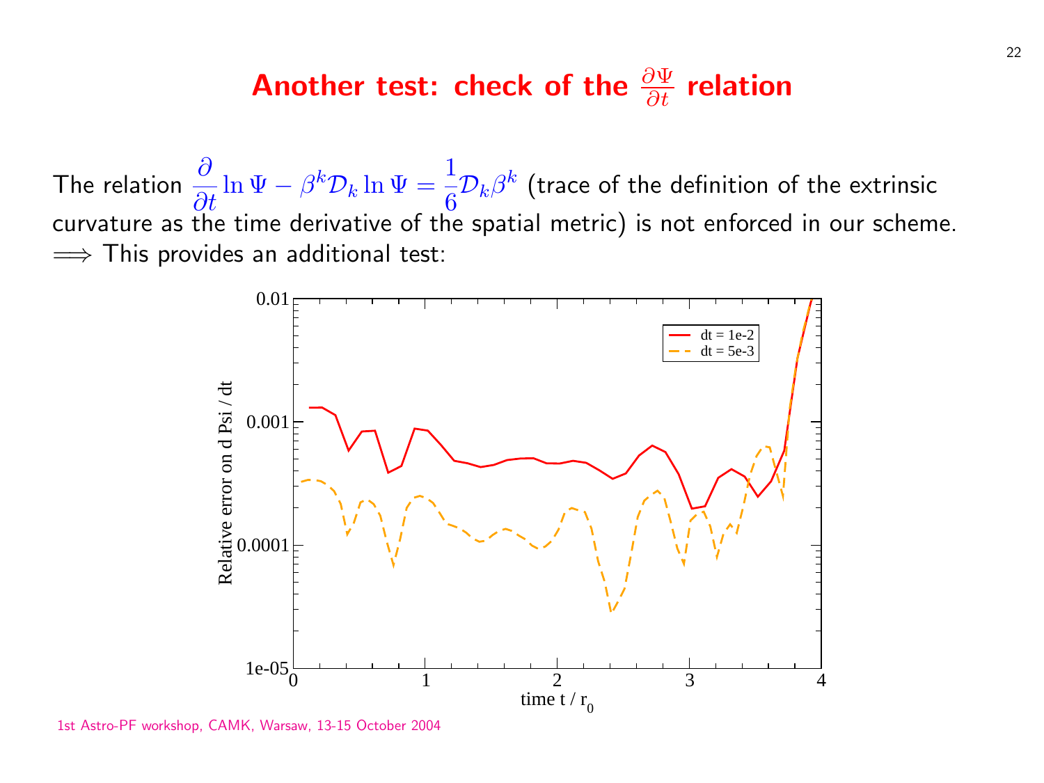# Another test: check of the $\frac{\partial \Psi}{\partial t}$ relation

The relation $\dfrac{\partial}{\partial t} \ln \Psi - \beta^k \mathcal{D}_k \ln \Psi = \dfrac{1}{6} \mathcal{D}_k \beta^k$ (trace of the definition of the extrinsic curvature as the time derivative of the spatial metric) is not enforced in our scheme.

$\Longrightarrow$ This provides an additional test: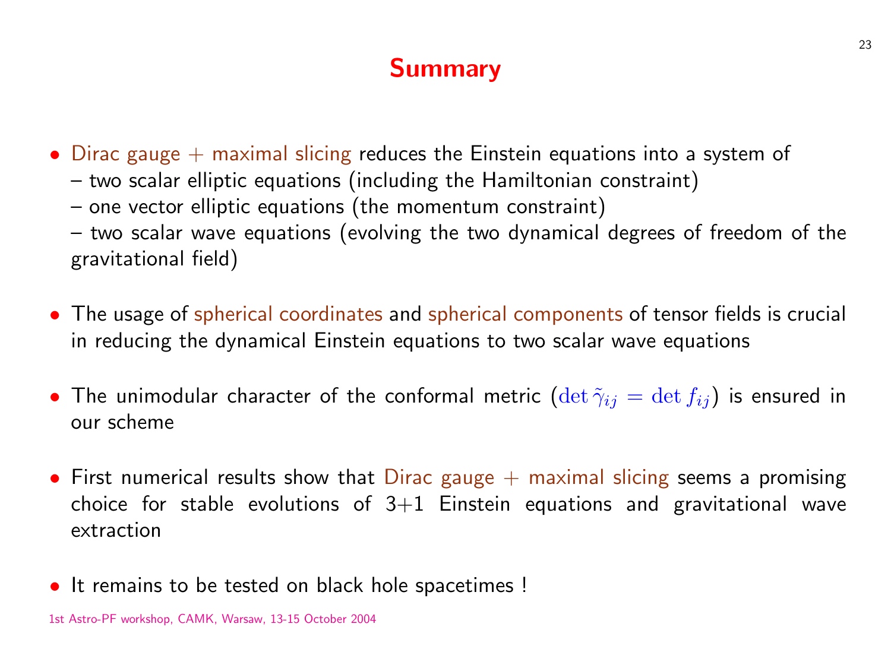# Summary

- Dirac gauge + maximal slicing reduces the Einstein equations into a system of
  – two scalar elliptic equations (including the Hamiltonian constraint)
  – one vector elliptic equations (the momentum constraint)
  – two scalar wave equations (evolving the two dynamical degrees of freedom of the gravitational field)

- The usage of spherical coordinates and spherical components of tensor fields is crucial in reducing the dynamical Einstein equations to two scalar wave equations

- The unimodular character of the conformal metric ($\det \tilde{\gamma}_{ij} = \det f_{ij}$) is ensured in our scheme

- First numerical results show that Dirac gauge + maximal slicing seems a promising choice for stable evolutions of 3+1 Einstein equations and gravitational wave extraction

- It remains to be tested on black hole spacetimes !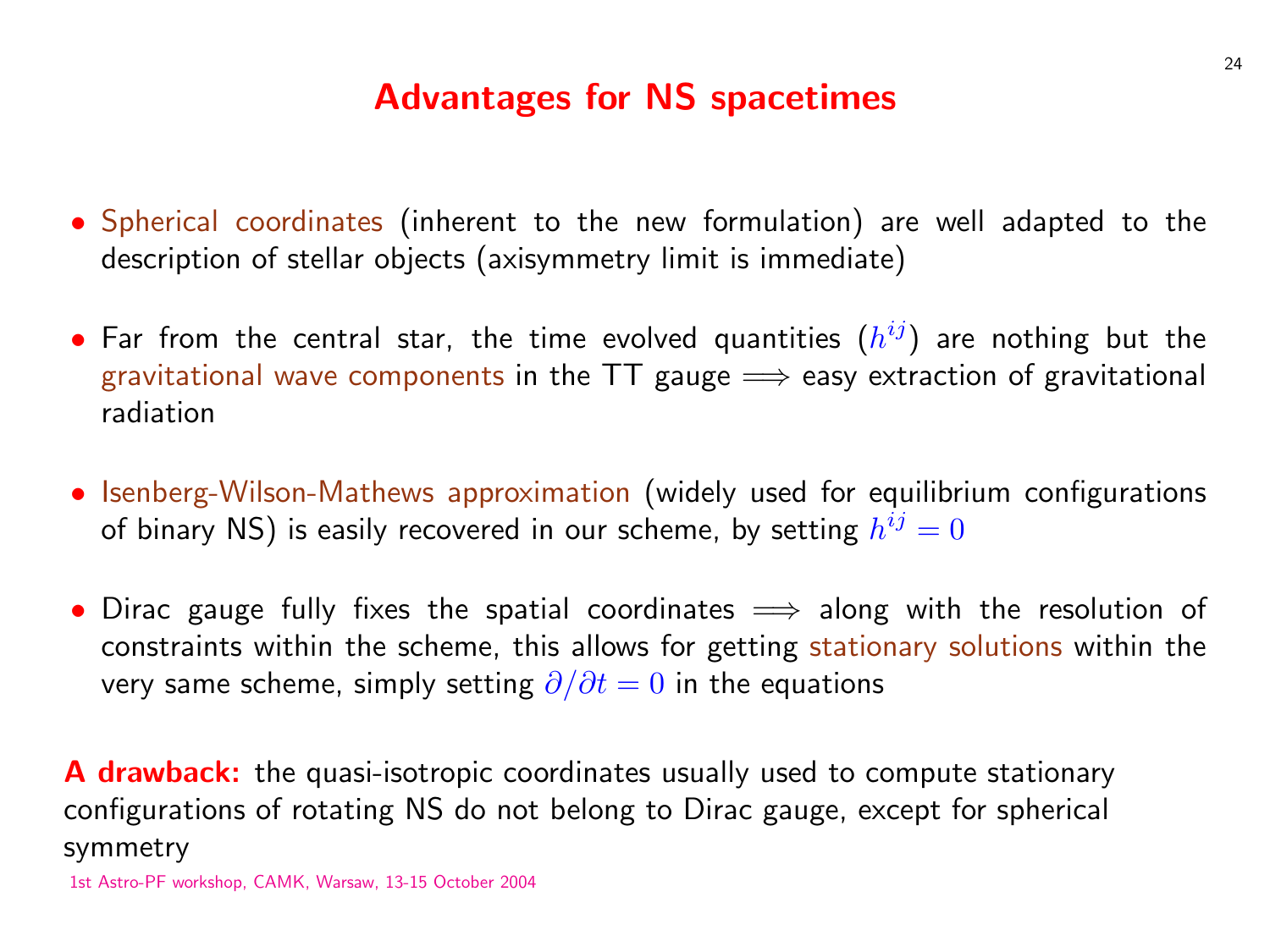# Advantages for NS spacetimes

- Spherical coordinates (inherent to the new formulation) are well adapted to the description of stellar objects (axisymmetry limit is immediate)

- Far from the central star, the time evolved quantities ($h^{ij}$) are nothing but the gravitational wave components in the TT gauge $\Longrightarrow$ easy extraction of gravitational radiation

- Isenberg-Wilson-Mathews approximation (widely used for equilibrium configurations of binary NS) is easily recovered in our scheme, by setting $h^{ij} = 0$

- Dirac gauge fully fixes the spatial coordinates $\Longrightarrow$ along with the resolution of constraints within the scheme, this allows for getting stationary solutions within the very same scheme, simply setting $\partial/\partial t = 0$ in the equations

**A drawback:** the quasi-isotropic coordinates usually used to compute stationary configurations of rotating NS do not belong to Dirac gauge, except for spherical symmetry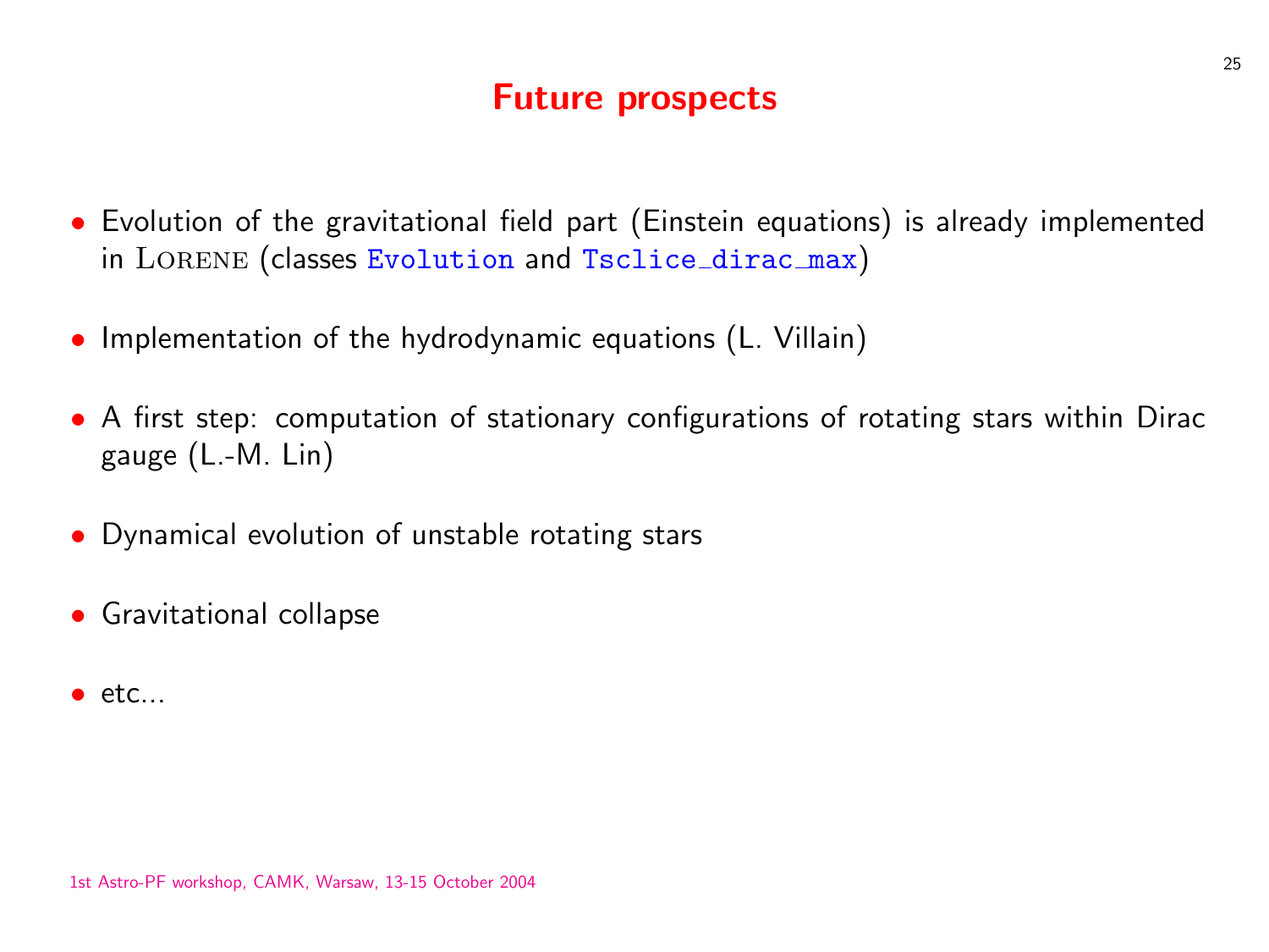# Future prospects

- Evolution of the gravitational field part (Einstein equations) is already implemented in LORENE (classes `Evolution` and `Tsclice_dirac_max`)
- Implementation of the hydrodynamic equations (L. Villain)
- A first step: computation of stationary configurations of rotating stars within Dirac gauge (L.-M. Lin)
- Dynamical evolution of unstable rotating stars
- Gravitational collapse
- etc...